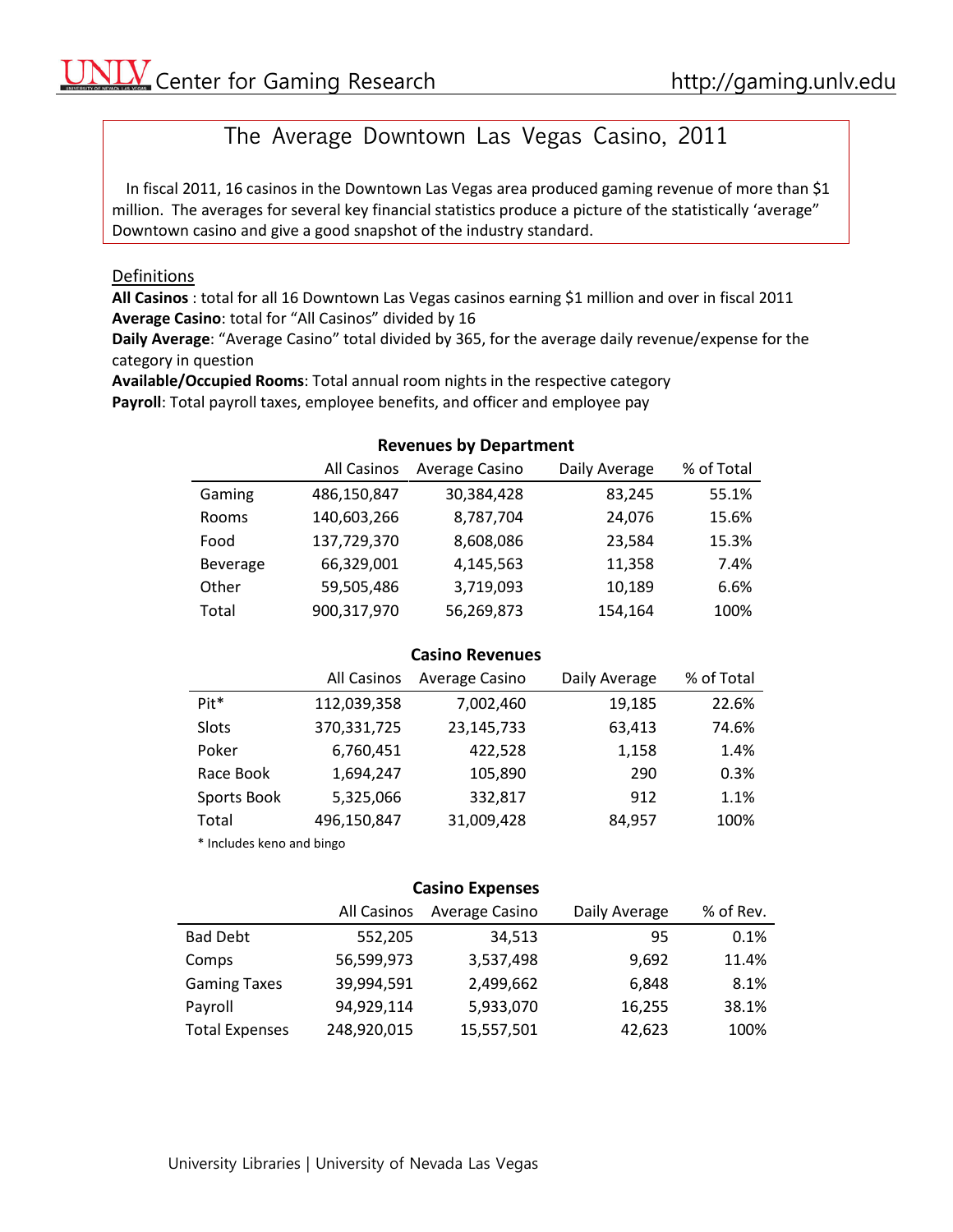UNLV Center for Gaming Research http://gaming.unlv.edu

# The Average Downtown Las Vegas Casino, 2011

In fiscal 2011, 16 casinos in the Downtown Las Vegas area produced gaming revenue of more than $1 million. The averages for several key financial statistics produce a picture of the statistically 'average" Downtown casino and give a good snapshot of the industry standard.

## Definitions

**All Casinos** : total for all 16 Downtown Las Vegas casinos earning $1 million and over in fiscal 2011
**Average Casino**: total for "All Casinos" divided by 16
**Daily Average**: "Average Casino" total divided by 365, for the average daily revenue/expense for the category in question
**Available/Occupied Rooms**: Total annual room nights in the respective category
**Payroll**: Total payroll taxes, employee benefits, and officer and employee pay

**Revenues by Department**

| | All Casinos | Average Casino | Daily Average | % of Total |
|---|---|---|---|---|
| Gaming | 486,150,847 | 30,384,428 | 83,245 | 55.1% |
| Rooms | 140,603,266 | 8,787,704 | 24,076 | 15.6% |
| Food | 137,729,370 | 8,608,086 | 23,584 | 15.3% |
| Beverage | 66,329,001 | 4,145,563 | 11,358 | 7.4% |
| Other | 59,505,486 | 3,719,093 | 10,189 | 6.6% |
| Total | 900,317,970 | 56,269,873 | 154,164 | 100% |

**Casino Revenues**

| | All Casinos | Average Casino | Daily Average | % of Total |
|---|---|---|---|---|
| Pit* | 112,039,358 | 7,002,460 | 19,185 | 22.6% |
| Slots | 370,331,725 | 23,145,733 | 63,413 | 74.6% |
| Poker | 6,760,451 | 422,528 | 1,158 | 1.4% |
| Race Book | 1,694,247 | 105,890 | 290 | 0.3% |
| Sports Book | 5,325,066 | 332,817 | 912 | 1.1% |
| Total | 496,150,847 | 31,009,428 | 84,957 | 100% |

\* Includes keno and bingo

**Casino Expenses**

| | All Casinos | Average Casino | Daily Average | % of Rev. |
|---|---|---|---|---|
| Bad Debt | 552,205 | 34,513 | 95 | 0.1% |
| Comps | 56,599,973 | 3,537,498 | 9,692 | 11.4% |
| Gaming Taxes | 39,994,591 | 2,499,662 | 6,848 | 8.1% |
| Payroll | 94,929,114 | 5,933,070 | 16,255 | 38.1% |
| Total Expenses | 248,920,015 | 15,557,501 | 42,623 | 100% |

University Libraries | University of Nevada Las Vegas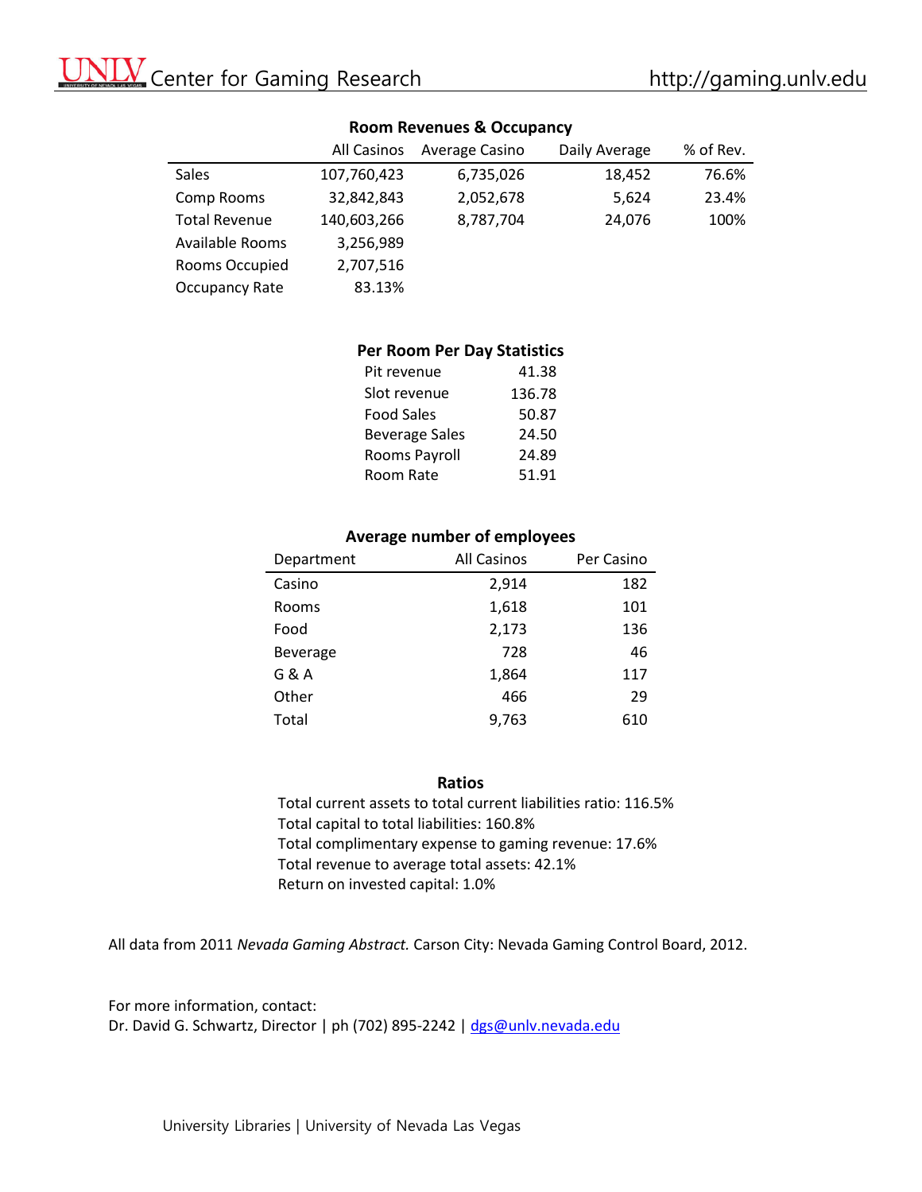## Room Revenues & Occupancy

| | All Casinos | Average Casino | Daily Average | % of Rev. |
|---|---|---|---|---|
| Sales | 107,760,423 | 6,735,026 | 18,452 | 76.6% |
| Comp Rooms | 32,842,843 | 2,052,678 | 5,624 | 23.4% |
| Total Revenue | 140,603,266 | 8,787,704 | 24,076 | 100% |
| Available Rooms | 3,256,989 | | | |
| Rooms Occupied | 2,707,516 | | | |
| Occupancy Rate | 83.13% | | | |

## Per Room Per Day Statistics

| | |
|---|---|
| Pit revenue | 41.38 |
| Slot revenue | 136.78 |
| Food Sales | 50.87 |
| Beverage Sales | 24.50 |
| Rooms Payroll | 24.89 |
| Room Rate | 51.91 |

## Average number of employees

| Department | All Casinos | Per Casino |
|---|---|---|
| Casino | 2,914 | 182 |
| Rooms | 1,618 | 101 |
| Food | 2,173 | 136 |
| Beverage | 728 | 46 |
| G & A | 1,864 | 117 |
| Other | 466 | 29 |
| Total | 9,763 | 610 |

## Ratios

Total current assets to total current liabilities ratio: 116.5%
Total capital to total liabilities: 160.8%
Total complimentary expense to gaming revenue: 17.6%
Total revenue to average total assets: 42.1%
Return on invested capital: 1.0%

All data from 2011 *Nevada Gaming Abstract.* Carson City: Nevada Gaming Control Board, 2012.

For more information, contact:
Dr. David G. Schwartz, Director | ph (702) 895-2242 | dgs@unlv.nevada.edu